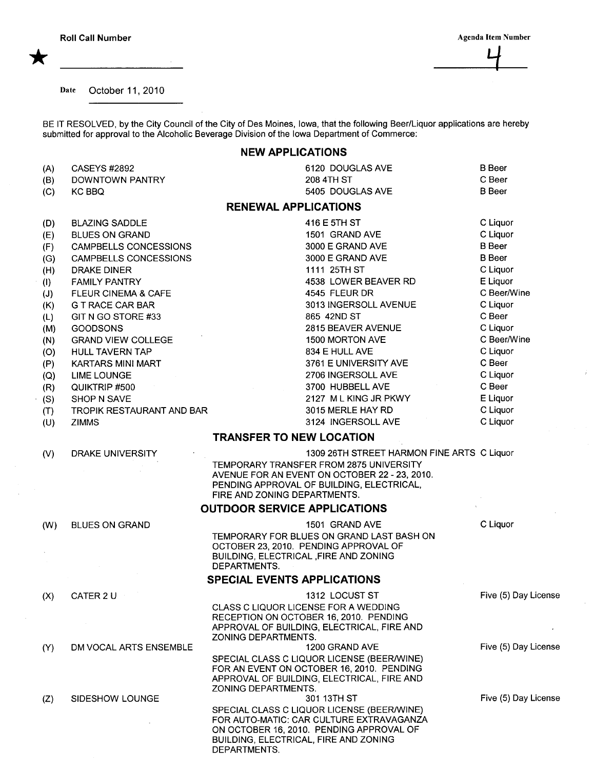**Roll Call Number** ★ ________________

**Agenda Item Number** 4

Date October 11, 2010

BE IT RESOLVED, by the City Council of the City of Des Moines, Iowa, that the following Beer/Liquor applications are hereby submitted for approval to the Alcoholic Beverage Division of the Iowa Department of Commerce:

## NEW APPLICATIONS

| | | | |
|---|---|---|---|
| (A) | CASEYS #2892 | 6120 DOUGLAS AVE | B Beer |
| (B) | DOWNTOWN PANTRY | 208 4TH ST | C Beer |
| (C) | KC BBQ | 5405 DOUGLAS AVE | B Beer |

## RENEWAL APPLICATIONS

| | | | |
|---|---|---|---|
| (D) | BLAZING SADDLE | 416 E 5TH ST | C Liquor |
| (E) | BLUES ON GRAND | 1501 GRAND AVE | C Liquor |
| (F) | CAMPBELLS CONCESSIONS | 3000 E GRAND AVE | B Beer |
| (G) | CAMPBELLS CONCESSIONS | 3000 E GRAND AVE | B Beer |
| (H) | DRAKE DINER | 1111 25TH ST | C Liquor |
| (I) | FAMILY PANTRY | 4538 LOWER BEAVER RD | E Liquor |
| (J) | FLEUR CINEMA & CAFE | 4545 FLEUR DR | C Beer/Wine |
| (K) | G T RACE CAR BAR | 3013 INGERSOLL AVENUE | C Liquor |
| (L) | GIT N GO STORE #33 | 865 42ND ST | C Beer |
| (M) | GOODSONS | 2815 BEAVER AVENUE | C Liquor |
| (N) | GRAND VIEW COLLEGE | 1500 MORTON AVE | C Beer/Wine |
| (O) | HULL TAVERN TAP | 834 E HULL AVE | C Liquor |
| (P) | KARTARS MINI MART | 3761 E UNIVERSITY AVE | C Beer |
| (Q) | LIME LOUNGE | 2706 INGERSOLL AVE | C Liquor |
| (R) | QUIKTRIP #500 | 3700 HUBBELL AVE | C Beer |
| (S) | SHOP N SAVE | 2127 M L KING JR PKWY | E Liquor |
| (T) | TROPIK RESTAURANT AND BAR | 3015 MERLE HAY RD | C Liquor |
| (U) | ZIMMS | 3124 INGERSOLL AVE | C Liquor |

## TRANSFER TO NEW LOCATION

| | | | |
|---|---|---|---|
| (V) | DRAKE UNIVERSITY | 1309 26TH STREET HARMON FINE ARTS<br>TEMPORARY TRANSFER FROM 2875 UNIVERSITY AVENUE FOR AN EVENT ON OCTOBER 22 - 23, 2010. PENDING APPROVAL OF BUILDING, ELECTRICAL, FIRE AND ZONING DEPARTMENTS. | C Liquor |

## OUTDOOR SERVICE APPLICATIONS

| | | | |
|---|---|---|---|
| (W) | BLUES ON GRAND | 1501 GRAND AVE<br>TEMPORARY FOR BLUES ON GRAND LAST BASH ON OCTOBER 23, 2010. PENDING APPROVAL OF BUILDING, ELECTRICAL ,FIRE AND ZONING DEPARTMENTS. | C Liquor |

## SPECIAL EVENTS APPLICATIONS

| | | | |
|---|---|---|---|
| (X) | CATER 2 U | 1312 LOCUST ST<br>CLASS C LIQUOR LICENSE FOR A WEDDING RECEPTION ON OCTOBER 16, 2010. PENDING APPROVAL OF BUILDING, ELECTRICAL, FIRE AND ZONING DEPARTMENTS. | Five (5) Day License |
| (Y) | DM VOCAL ARTS ENSEMBLE | 1200 GRAND AVE<br>SPECIAL CLASS C LIQUOR LICENSE (BEER/WINE) FOR AN EVENT ON OCTOBER 16, 2010. PENDING APPROVAL OF BUILDING, ELECTRICAL, FIRE AND ZONING DEPARTMENTS. | Five (5) Day License |
| (Z) | SIDESHOW LOUNGE | 301 13TH ST<br>SPECIAL CLASS C LIQUOR LICENSE (BEER/WINE) FOR AUTO-MATIC: CAR CULTURE EXTRAVAGANZA ON OCTOBER 16, 2010. PENDING APPROVAL OF BUILDING, ELECTRICAL, FIRE AND ZONING DEPARTMENTS. | Five (5) Day License |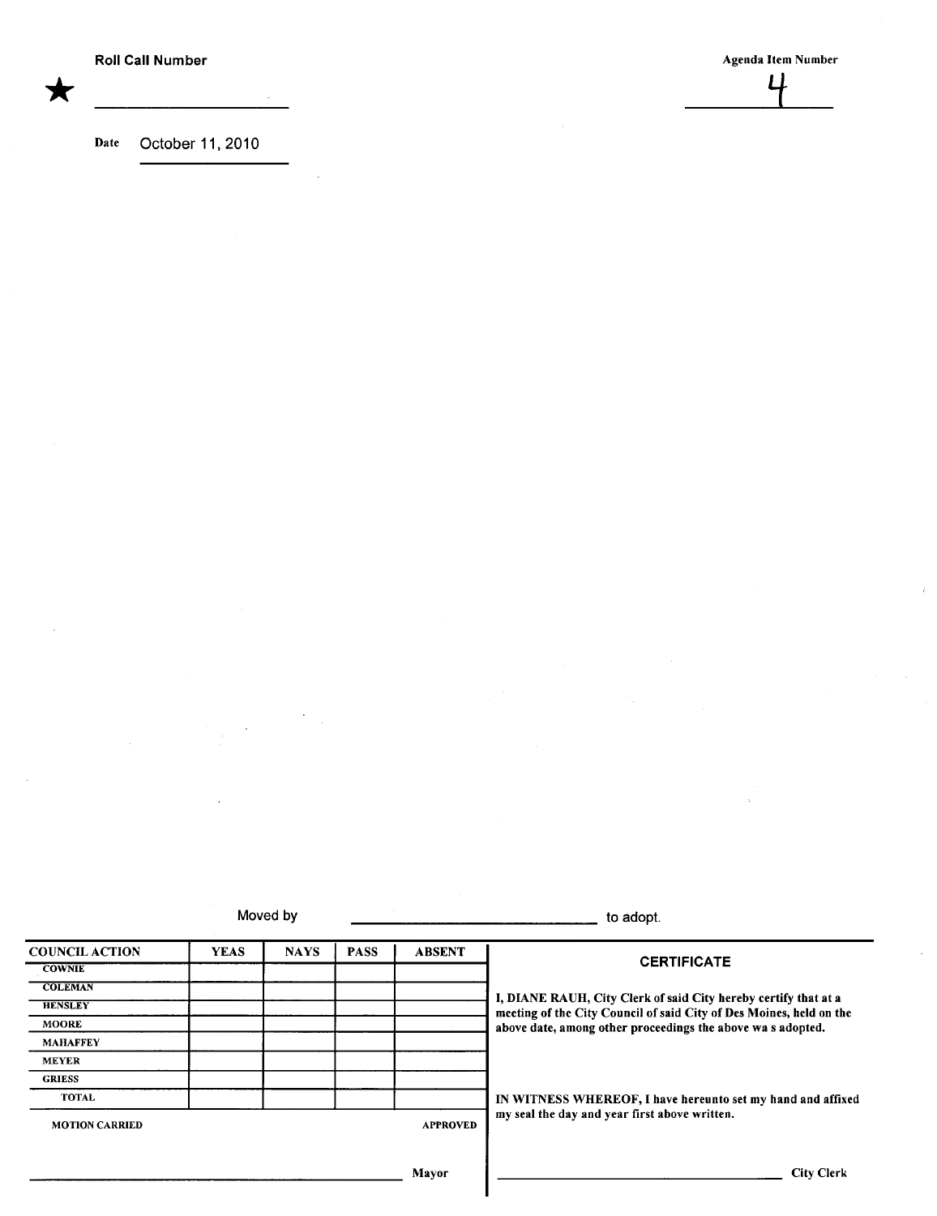Roll Call Number

★ ____________________

Agenda Item Number

4

Date October 11, 2010

Moved by ______________________________ to adopt.

| COUNCIL ACTION | YEAS | NAYS | PASS | ABSENT |
|---|---|---|---|---|
| COWNIE | | | | |
| COLEMAN | | | | |
| HENSLEY | | | | |
| MOORE | | | | |
| MAHAFFEY | | | | |
| MEYER | | | | |
| GRIESS | | | | |
| TOTAL | | | | |

MOTION CARRIED APPROVED

______________________________ Mayor

**CERTIFICATE**

**I, DIANE RAUH, City Clerk of said City hereby certify that at a meeting of the City Council of said City of Des Moines, held on the above date, among other proceedings the above wa s adopted.**

**IN WITNESS WHEREOF, I have hereunto set my hand and affixed my seal the day and year first above written.**

______________________________ City Clerk